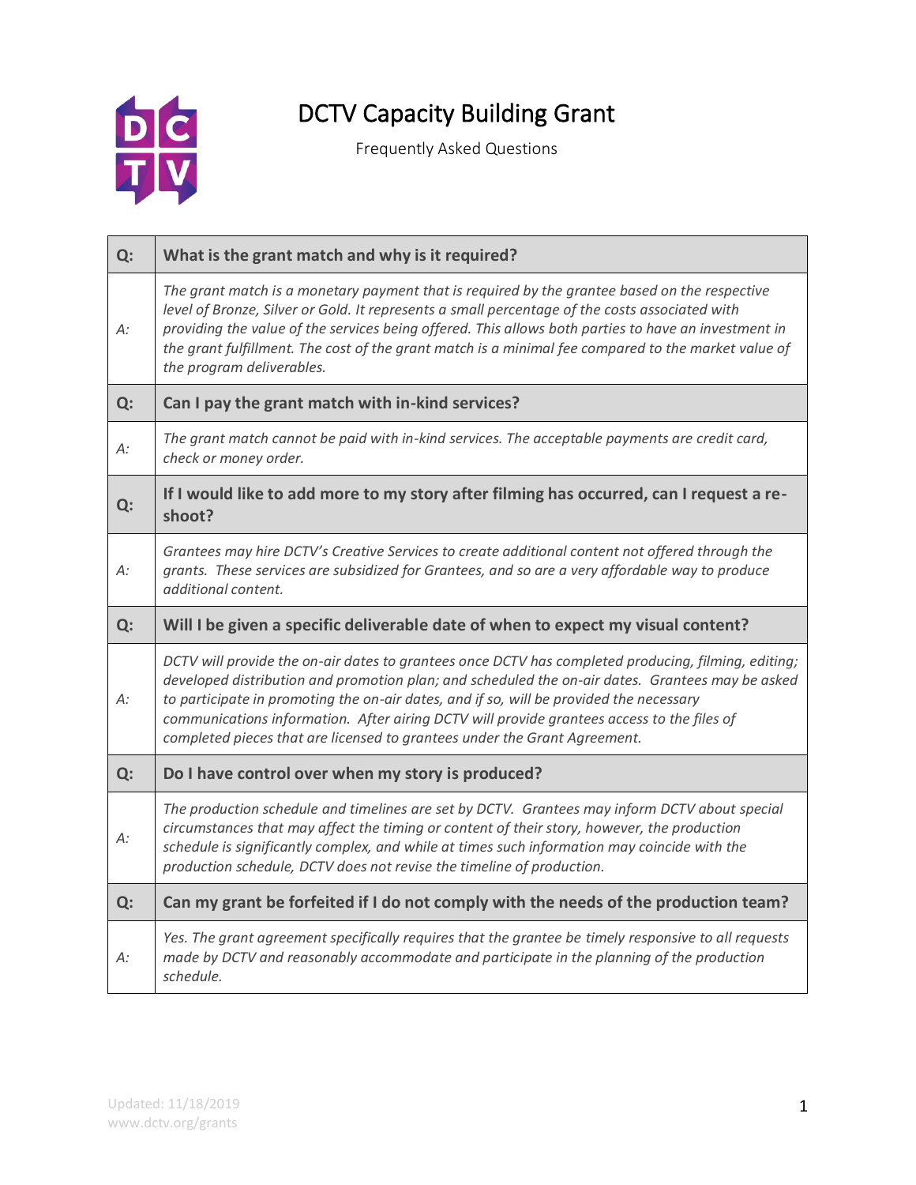# DCTV Capacity Building Grant

Frequently Asked Questions

| Q: | What is the grant match and why is it required? |
|---|---|
| A: | *The grant match is a monetary payment that is required by the grantee based on the respective level of Bronze, Silver or Gold. It represents a small percentage of the costs associated with providing the value of the services being offered. This allows both parties to have an investment in the grant fulfillment. The cost of the grant match is a minimal fee compared to the market value of the program deliverables.* |
| **Q:** | **Can I pay the grant match with in-kind services?** |
| A: | *The grant match cannot be paid with in-kind services. The acceptable payments are credit card, check or money order.* |
| **Q:** | **If I would like to add more to my story after filming has occurred, can I request a re-shoot?** |
| A: | *Grantees may hire DCTV's Creative Services to create additional content not offered through the grants. These services are subsidized for Grantees, and so are a very affordable way to produce additional content.* |
| **Q:** | **Will I be given a specific deliverable date of when to expect my visual content?** |
| A: | *DCTV will provide the on-air dates to grantees once DCTV has completed producing, filming, editing; developed distribution and promotion plan; and scheduled the on-air dates. Grantees may be asked to participate in promoting the on-air dates, and if so, will be provided the necessary communications information. After airing DCTV will provide grantees access to the files of completed pieces that are licensed to grantees under the Grant Agreement.* |
| **Q:** | **Do I have control over when my story is produced?** |
| A: | *The production schedule and timelines are set by DCTV. Grantees may inform DCTV about special circumstances that may affect the timing or content of their story, however, the production schedule is significantly complex, and while at times such information may coincide with the production schedule, DCTV does not revise the timeline of production.* |
| **Q:** | **Can my grant be forfeited if I do not comply with the needs of the production team?** |
| A: | *Yes. The grant agreement specifically requires that the grantee be timely responsive to all requests made by DCTV and reasonably accommodate and participate in the planning of the production schedule.* |

Updated: 11/18/2019
www.dctv.org/grants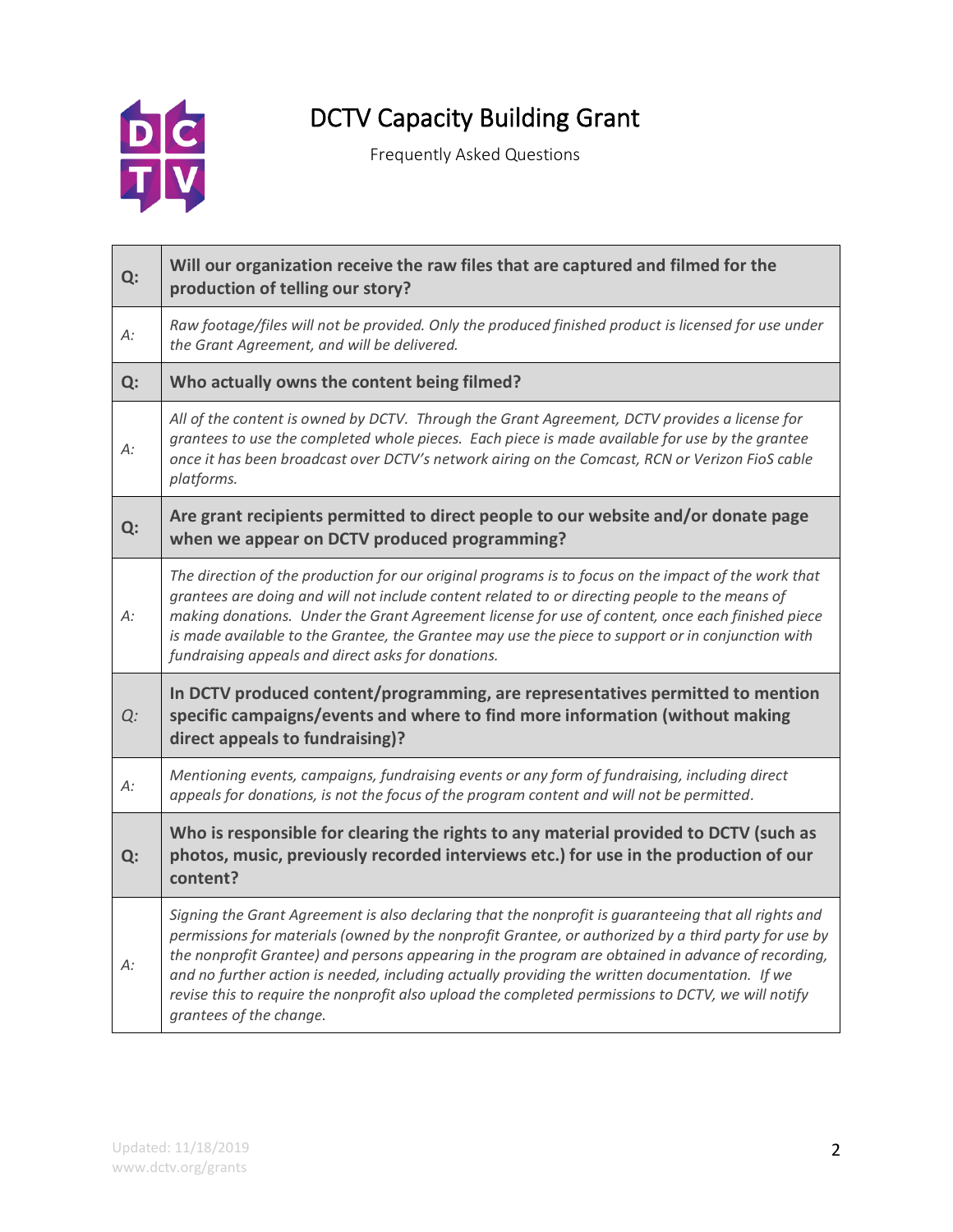# DCTV Capacity Building Grant

Frequently Asked Questions

| | |
|---|---|
| **Q:** | **Will our organization receive the raw files that are captured and filmed for the production of telling our story?** |
| *A:* | *Raw footage/files will not be provided. Only the produced finished product is licensed for use under the Grant Agreement, and will be delivered.* |
| **Q:** | **Who actually owns the content being filmed?** |
| *A:* | *All of the content is owned by DCTV. Through the Grant Agreement, DCTV provides a license for grantees to use the completed whole pieces. Each piece is made available for use by the grantee once it has been broadcast over DCTV's network airing on the Comcast, RCN or Verizon FioS cable platforms.* |
| **Q:** | **Are grant recipients permitted to direct people to our website and/or donate page when we appear on DCTV produced programming?** |
| *A:* | *The direction of the production for our original programs is to focus on the impact of the work that grantees are doing and will not include content related to or directing people to the means of making donations. Under the Grant Agreement license for use of content, once each finished piece is made available to the Grantee, the Grantee may use the piece to support or in conjunction with fundraising appeals and direct asks for donations.* |
| *Q:* | **In DCTV produced content/programming, are representatives permitted to mention specific campaigns/events and where to find more information (without making direct appeals to fundraising)?** |
| *A:* | *Mentioning events, campaigns, fundraising events or any form of fundraising, including direct appeals for donations, is not the focus of the program content and will not be permitted.* |
| **Q:** | **Who is responsible for clearing the rights to any material provided to DCTV (such as photos, music, previously recorded interviews etc.) for use in the production of our content?** |
| *A:* | *Signing the Grant Agreement is also declaring that the nonprofit is guaranteeing that all rights and permissions for materials (owned by the nonprofit Grantee, or authorized by a third party for use by the nonprofit Grantee) and persons appearing in the program are obtained in advance of recording, and no further action is needed, including actually providing the written documentation. If we revise this to require the nonprofit also upload the completed permissions to DCTV, we will notify grantees of the change.* |

Updated: 11/18/2019
www.dctv.org/grants